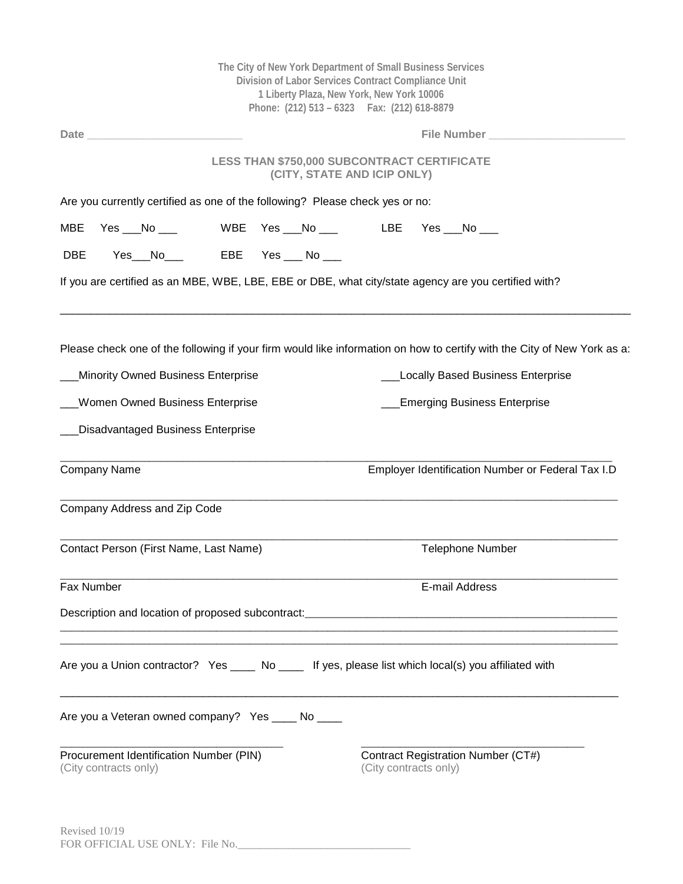The City of New York Department of Small Business Services
Division of Labor Services Contract Compliance Unit
1 Liberty Plaza, New York, New York 10006
Phone: (212) 513 – 6323 Fax: (212) 618-8879

**Date** _________________________ **File Number** ______________________

## LESS THAN $750,000 SUBCONTRACT CERTIFICATE (CITY, STATE AND ICIP ONLY)

Are you currently certified as one of the following? Please check yes or no:

MBE Yes ___No ___ WBE Yes ___No ___ LBE Yes ___No ___

DBE Yes___No___ EBE Yes ___ No ___

If you are certified as an MBE, WBE, LBE, EBE or DBE, what city/state agency are you certified with?

_____________________________________________________________________________________

Please check one of the following if your firm would like information on how to certify with the City of New York as a:

___Minority Owned Business Enterprise

___Locally Based Business Enterprise

___Women Owned Business Enterprise

___Emerging Business Enterprise

___Disadvantaged Business Enterprise

_____________________________________________________________________________________
Company Name Employer Identification Number or Federal Tax I.D

_____________________________________________________________________________________
Company Address and Zip Code

_____________________________________________________________________________________
Contact Person (First Name, Last Name) Telephone Number

_____________________________________________________________________________________
Fax Number E-mail Address

Description and location of proposed subcontract:_____________________________________________
_____________________________________________________________________________________
_____________________________________________________________________________________

Are you a Union contractor? Yes ____ No ____ If yes, please list which local(s) you affiliated with

_____________________________________________________________________________________

Are you a Veteran owned company? Yes ____ No ____

_________________________________ _________________________________
Procurement Identification Number (PIN) (City contracts only) Contract Registration Number (CT#) (City contracts only)

Revised 10/19
FOR OFFICIAL USE ONLY: File No._____________________________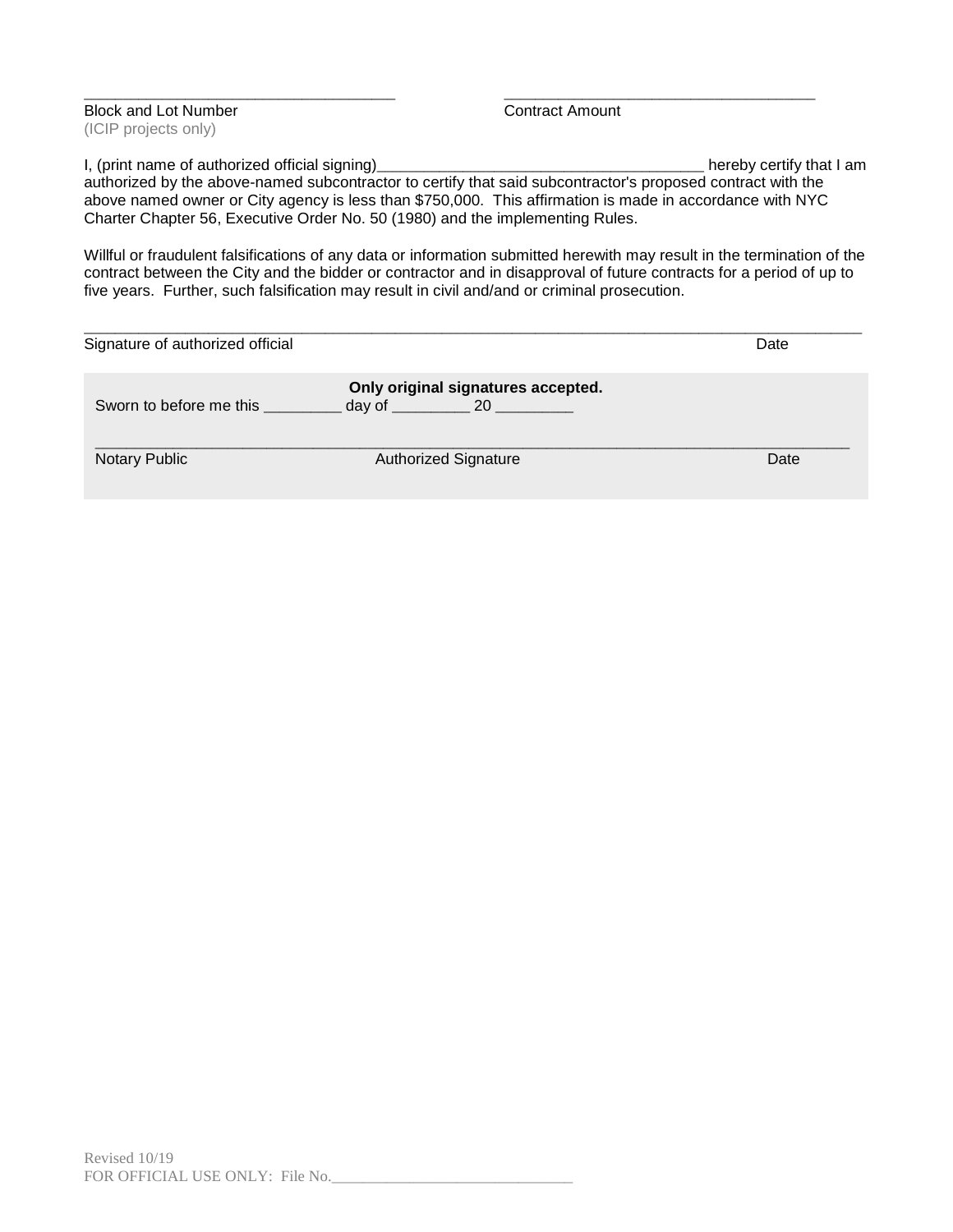\_\_\_\_\_\_\_\_\_\_\_\_\_\_\_\_\_\_\_\_\_\_\_\_\_\_\_\_\_\_\_\_\_\_\_\_\_ \_\_\_\_\_\_\_\_\_\_\_\_\_\_\_\_\_\_\_\_\_\_\_\_\_\_\_\_\_\_\_\_\_\_\_\_\_

Block and Lot Number (ICIP projects only) Contract Amount

I, (print name of authorized official signing)\_\_\_\_\_\_\_\_\_\_\_\_\_\_\_\_\_\_\_\_\_\_\_\_\_\_\_\_\_\_\_\_\_\_\_\_\_\_\_ hereby certify that I am authorized by the above-named subcontractor to certify that said subcontractor's proposed contract with the above named owner or City agency is less than $750,000. This affirmation is made in accordance with NYC Charter Chapter 56, Executive Order No. 50 (1980) and the implementing Rules.

Willful or fraudulent falsifications of any data or information submitted herewith may result in the termination of the contract between the City and the bidder or contractor and in disapproval of future contracts for a period of up to five years. Further, such falsification may result in civil and/and or criminal prosecution.

\_\_\_\_\_\_\_\_\_\_\_\_\_\_\_\_\_\_\_\_\_\_\_\_\_\_\_\_\_\_\_\_\_\_\_\_\_\_\_\_\_\_\_\_\_\_\_\_\_\_\_\_\_\_\_\_\_\_\_\_\_\_\_\_\_\_\_\_\_\_\_\_\_\_\_\_\_\_\_\_\_\_\_\_\_\_\_\_\_\_\_

Signature of authorized official Date

**Only original signatures accepted.**

Sworn to before me this \_\_\_\_\_\_\_\_\_ day of \_\_\_\_\_\_\_\_\_ 20 \_\_\_\_\_\_\_\_\_

\_\_\_\_\_\_\_\_\_\_\_\_\_\_\_\_\_\_\_\_\_\_\_\_\_\_\_\_\_\_\_\_\_\_\_\_\_\_\_\_\_\_\_\_\_\_\_\_\_\_\_\_\_\_\_\_\_\_\_\_\_\_\_\_\_\_\_\_\_\_\_\_\_\_\_\_\_\_\_\_\_\_\_\_\_\_\_\_

Notary Public Authorized Signature Date

Revised 10/19

FOR OFFICIAL USE ONLY: File No.\_\_\_\_\_\_\_\_\_\_\_\_\_\_\_\_\_\_\_\_\_\_\_\_\_\_\_\_\_\_\_